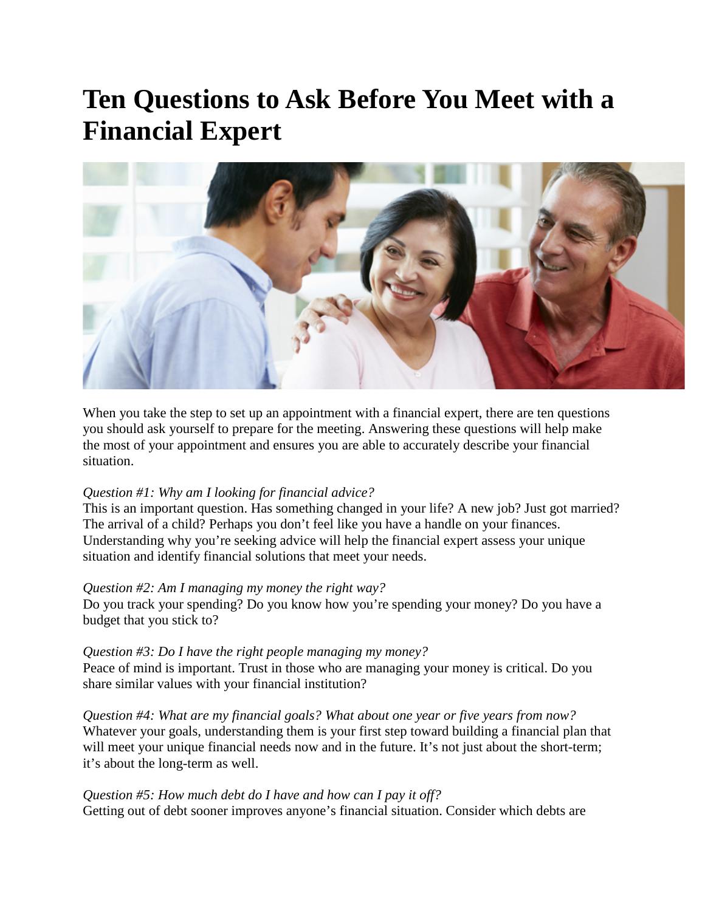# Ten Questions to Ask Before You Meet with a Financial Expert

When you take the step to set up an appointment with a financial expert, there are ten questions you should ask yourself to prepare for the meeting. Answering these questions will help make the most of your appointment and ensures you are able to accurately describe your financial situation.

*Question #1: Why am I looking for financial advice?*
This is an important question. Has something changed in your life? A new job? Just got married? The arrival of a child? Perhaps you don't feel like you have a handle on your finances. Understanding why you're seeking advice will help the financial expert assess your unique situation and identify financial solutions that meet your needs.

*Question #2: Am I managing my money the right way?*
Do you track your spending? Do you know how you're spending your money? Do you have a budget that you stick to?

*Question #3: Do I have the right people managing my money?*
Peace of mind is important. Trust in those who are managing your money is critical. Do you share similar values with your financial institution?

*Question #4: What are my financial goals? What about one year or five years from now?*
Whatever your goals, understanding them is your first step toward building a financial plan that will meet your unique financial needs now and in the future. It's not just about the short-term; it's about the long-term as well.

*Question #5: How much debt do I have and how can I pay it off?*
Getting out of debt sooner improves anyone's financial situation. Consider which debts are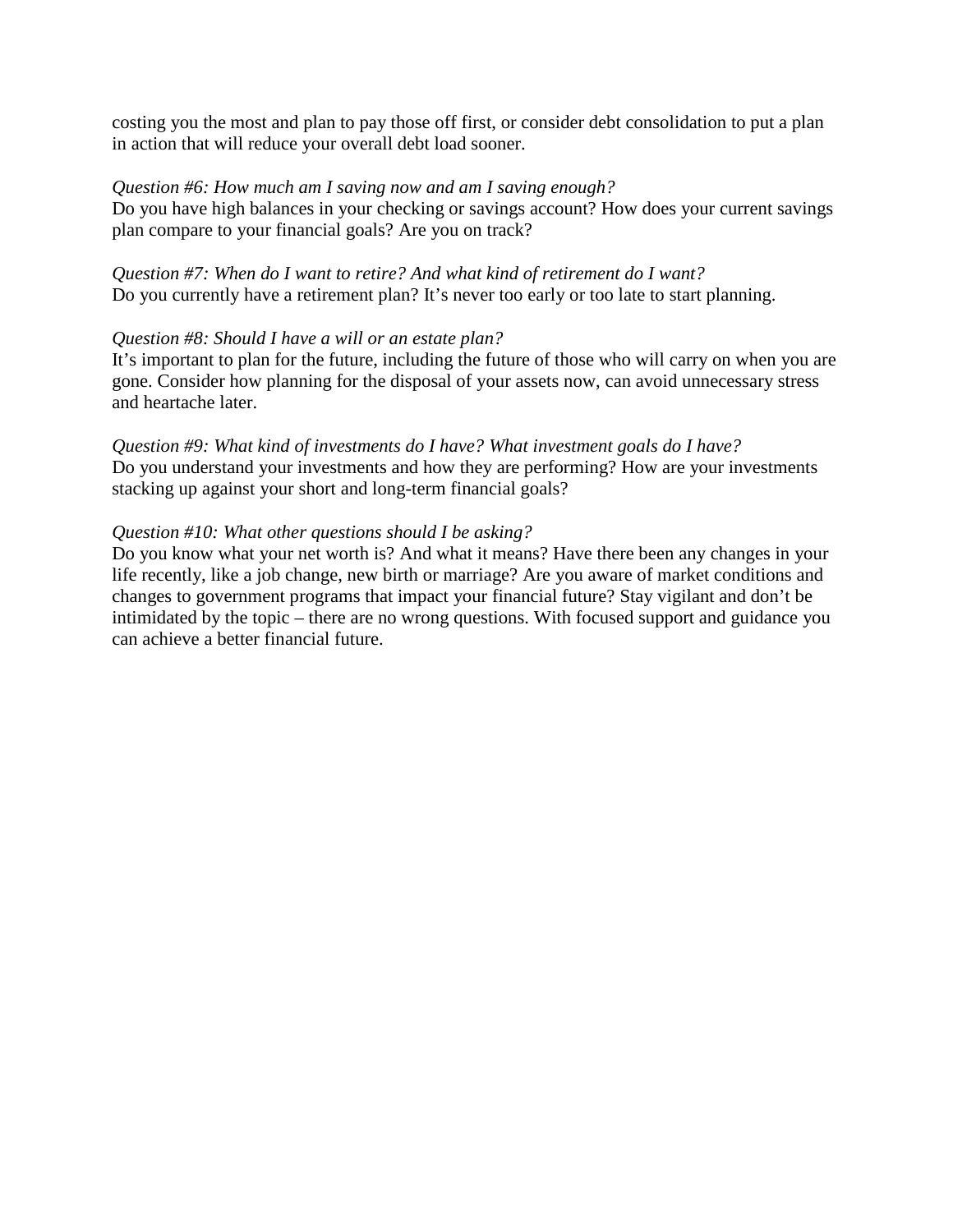costing you the most and plan to pay those off first, or consider debt consolidation to put a plan in action that will reduce your overall debt load sooner.

*Question #6: How much am I saving now and am I saving enough?*
Do you have high balances in your checking or savings account? How does your current savings plan compare to your financial goals? Are you on track?

*Question #7: When do I want to retire? And what kind of retirement do I want?*
Do you currently have a retirement plan? It's never too early or too late to start planning.

*Question #8: Should I have a will or an estate plan?*
It's important to plan for the future, including the future of those who will carry on when you are gone. Consider how planning for the disposal of your assets now, can avoid unnecessary stress and heartache later.

*Question #9: What kind of investments do I have? What investment goals do I have?*
Do you understand your investments and how they are performing? How are your investments stacking up against your short and long-term financial goals?

*Question #10: What other questions should I be asking?*
Do you know what your net worth is? And what it means? Have there been any changes in your life recently, like a job change, new birth or marriage? Are you aware of market conditions and changes to government programs that impact your financial future? Stay vigilant and don't be intimidated by the topic – there are no wrong questions. With focused support and guidance you can achieve a better financial future.